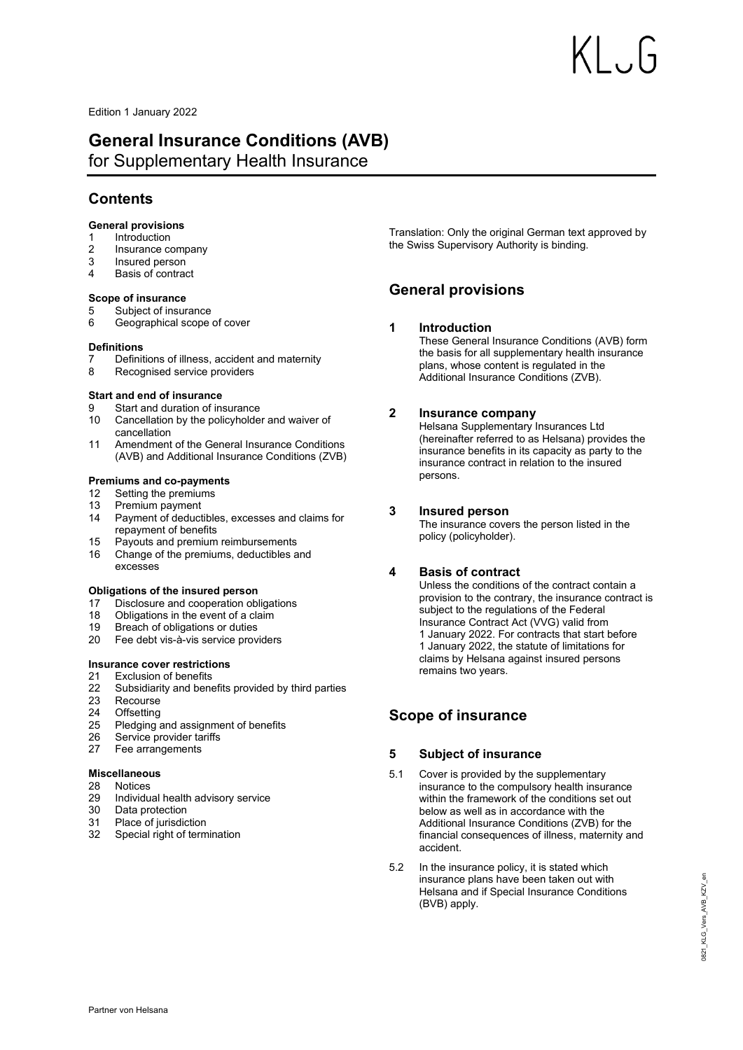Edition 1 January 2022

# General Insurance Conditions (AVB)
for Supplementary Health Insurance

## Contents

**General provisions**
1 Introduction
2 Insurance company
3 Insured person
4 Basis of contract

**Scope of insurance**
5 Subject of insurance
6 Geographical scope of cover

**Definitions**
7 Definitions of illness, accident and maternity
8 Recognised service providers

**Start and end of insurance**
9 Start and duration of insurance
10 Cancellation by the policyholder and waiver of cancellation
11 Amendment of the General Insurance Conditions (AVB) and Additional Insurance Conditions (ZVB)

**Premiums and co-payments**
12 Setting the premiums
13 Premium payment
14 Payment of deductibles, excesses and claims for repayment of benefits
15 Payouts and premium reimbursements
16 Change of the premiums, deductibles and excesses

**Obligations of the insured person**
17 Disclosure and cooperation obligations
18 Obligations in the event of a claim
19 Breach of obligations or duties
20 Fee debt vis-à-vis service providers

**Insurance cover restrictions**
21 Exclusion of benefits
22 Subsidiarity and benefits provided by third parties
23 Recourse
24 Offsetting
25 Pledging and assignment of benefits
26 Service provider tariffs
27 Fee arrangements

**Miscellaneous**
28 Notices
29 Individual health advisory service
30 Data protection
31 Place of jurisdiction
32 Special right of termination

Translation: Only the original German text approved by the Swiss Supervisory Authority is binding.

## General provisions

### 1 Introduction

These General Insurance Conditions (AVB) form the basis for all supplementary health insurance plans, whose content is regulated in the Additional Insurance Conditions (ZVB).

### 2 Insurance company

Helsana Supplementary Insurances Ltd (hereinafter referred to as Helsana) provides the insurance benefits in its capacity as party to the insurance contract in relation to the insured persons.

### 3 Insured person

The insurance covers the person listed in the policy (policyholder).

### 4 Basis of contract

Unless the conditions of the contract contain a provision to the contrary, the insurance contract is subject to the regulations of the Federal Insurance Contract Act (VVG) valid from 1 January 2022. For contracts that start before 1 January 2022, the statute of limitations for claims by Helsana against insured persons remains two years.

## Scope of insurance

### 5 Subject of insurance

5.1 Cover is provided by the supplementary insurance to the compulsory health insurance within the framework of the conditions set out below as well as in accordance with the Additional Insurance Conditions (ZVB) for the financial consequences of illness, maternity and accident.

5.2 In the insurance policy, it is stated which insurance plans have been taken out with Helsana and if Special Insurance Conditions (BVB) apply.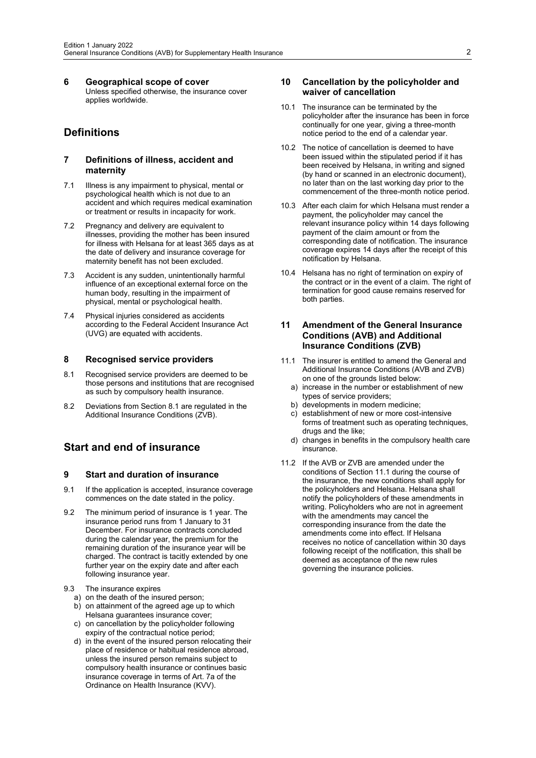### 6 Geographical scope of cover

Unless specified otherwise, the insurance cover applies worldwide.

## Definitions

### 7 Definitions of illness, accident and maternity

7.1 Illness is any impairment to physical, mental or psychological health which is not due to an accident and which requires medical examination or treatment or results in incapacity for work.

7.2 Pregnancy and delivery are equivalent to illnesses, providing the mother has been insured for illness with Helsana for at least 365 days as at the date of delivery and insurance coverage for maternity benefit has not been excluded.

7.3 Accident is any sudden, unintentionally harmful influence of an exceptional external force on the human body, resulting in the impairment of physical, mental or psychological health.

7.4 Physical injuries considered as accidents according to the Federal Accident Insurance Act (UVG) are equated with accidents.

### 8 Recognised service providers

8.1 Recognised service providers are deemed to be those persons and institutions that are recognised as such by compulsory health insurance.

8.2 Deviations from Section 8.1 are regulated in the Additional Insurance Conditions (ZVB).

## Start and end of insurance

### 9 Start and duration of insurance

9.1 If the application is accepted, insurance coverage commences on the date stated in the policy.

9.2 The minimum period of insurance is 1 year. The insurance period runs from 1 January to 31 December. For insurance contracts concluded during the calendar year, the premium for the remaining duration of the insurance year will be charged. The contract is tacitly extended by one further year on the expiry date and after each following insurance year.

9.3 The insurance expires

a) on the death of the insured person;
b) on attainment of the agreed age up to which Helsana guarantees insurance cover;
c) on cancellation by the policyholder following expiry of the contractual notice period;
d) in the event of the insured person relocating their place of residence or habitual residence abroad, unless the insured person remains subject to compulsory health insurance or continues basic insurance coverage in terms of Art. 7a of the Ordinance on Health Insurance (KVV).

### 10 Cancellation by the policyholder and waiver of cancellation

10.1 The insurance can be terminated by the policyholder after the insurance has been in force continually for one year, giving a three-month notice period to the end of a calendar year.

10.2 The notice of cancellation is deemed to have been issued within the stipulated period if it has been received by Helsana, in writing and signed (by hand or scanned in an electronic document), no later than on the last working day prior to the commencement of the three-month notice period.

10.3 After each claim for which Helsana must render a payment, the policyholder may cancel the relevant insurance policy within 14 days following payment of the claim amount or from the corresponding date of notification. The insurance coverage expires 14 days after the receipt of this notification by Helsana.

10.4 Helsana has no right of termination on expiry of the contract or in the event of a claim. The right of termination for good cause remains reserved for both parties.

### 11 Amendment of the General Insurance Conditions (AVB) and Additional Insurance Conditions (ZVB)

11.1 The insurer is entitled to amend the General and Additional Insurance Conditions (AVB and ZVB) on one of the grounds listed below:

a) increase in the number or establishment of new types of service providers;
b) developments in modern medicine;
c) establishment of new or more cost-intensive forms of treatment such as operating techniques, drugs and the like;
d) changes in benefits in the compulsory health care insurance.

11.2 If the AVB or ZVB are amended under the conditions of Section 11.1 during the course of the insurance, the new conditions shall apply for the policyholders and Helsana. Helsana shall notify the policyholders of these amendments in writing. Policyholders who are not in agreement with the amendments may cancel the corresponding insurance from the date the amendments come into effect. If Helsana receives no notice of cancellation within 30 days following receipt of the notification, this shall be deemed as acceptance of the new rules governing the insurance policies.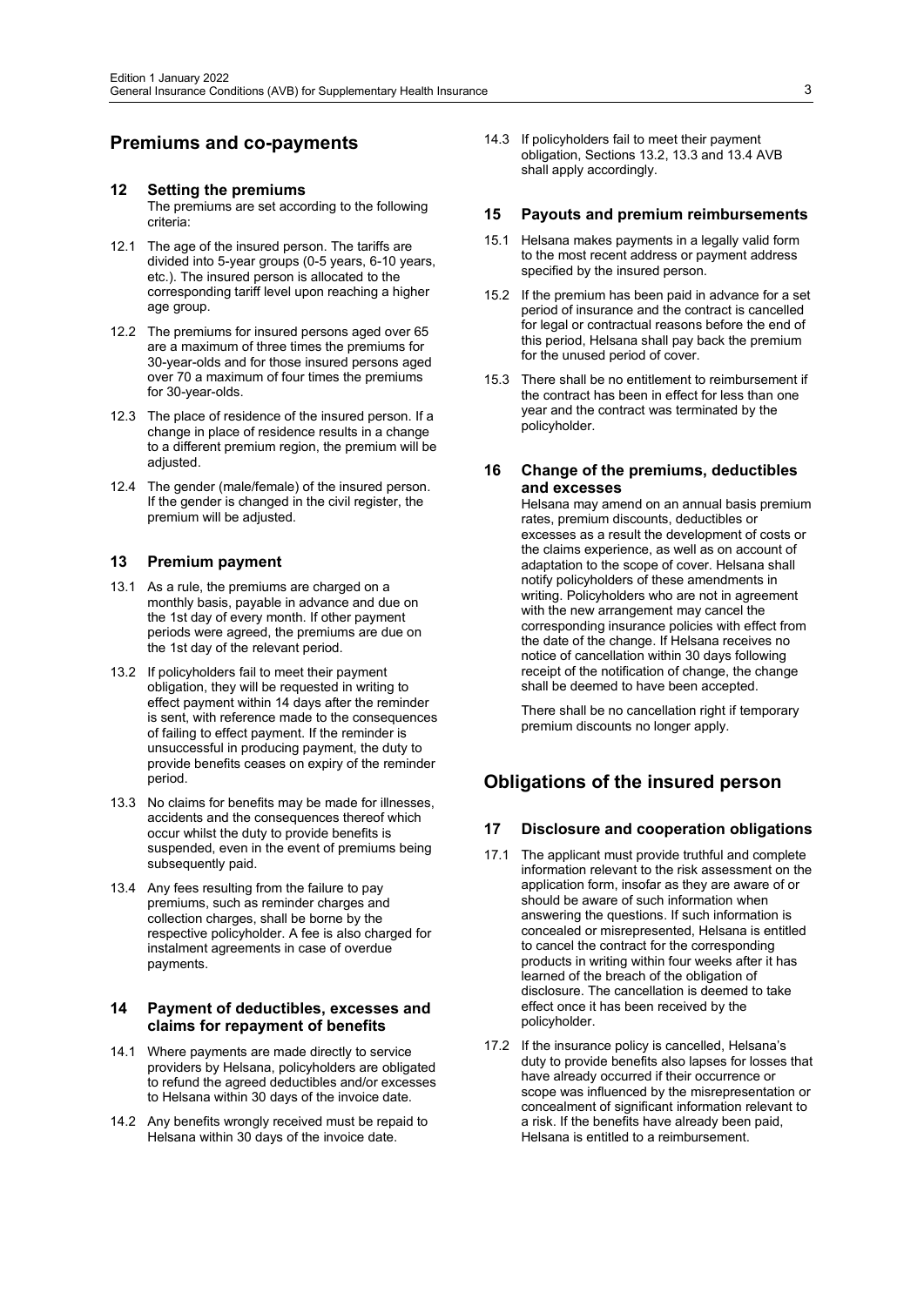## Premiums and co-payments

### 12 Setting the premiums

The premiums are set according to the following criteria:

12.1 The age of the insured person. The tariffs are divided into 5-year groups (0-5 years, 6-10 years, etc.). The insured person is allocated to the corresponding tariff level upon reaching a higher age group.

12.2 The premiums for insured persons aged over 65 are a maximum of three times the premiums for 30-year-olds and for those insured persons aged over 70 a maximum of four times the premiums for 30-year-olds.

12.3 The place of residence of the insured person. If a change in place of residence results in a change to a different premium region, the premium will be adjusted.

12.4 The gender (male/female) of the insured person. If the gender is changed in the civil register, the premium will be adjusted.

### 13 Premium payment

13.1 As a rule, the premiums are charged on a monthly basis, payable in advance and due on the 1st day of every month. If other payment periods were agreed, the premiums are due on the 1st day of the relevant period.

13.2 If policyholders fail to meet their payment obligation, they will be requested in writing to effect payment within 14 days after the reminder is sent, with reference made to the consequences of failing to effect payment. If the reminder is unsuccessful in producing payment, the duty to provide benefits ceases on expiry of the reminder period.

13.3 No claims for benefits may be made for illnesses, accidents and the consequences thereof which occur whilst the duty to provide benefits is suspended, even in the event of premiums being subsequently paid.

13.4 Any fees resulting from the failure to pay premiums, such as reminder charges and collection charges, shall be borne by the respective policyholder. A fee is also charged for instalment agreements in case of overdue payments.

### 14 Payment of deductibles, excesses and claims for repayment of benefits

14.1 Where payments are made directly to service providers by Helsana, policyholders are obligated to refund the agreed deductibles and/or excesses to Helsana within 30 days of the invoice date.

14.2 Any benefits wrongly received must be repaid to Helsana within 30 days of the invoice date.

14.3 If policyholders fail to meet their payment obligation, Sections 13.2, 13.3 and 13.4 AVB shall apply accordingly.

### 15 Payouts and premium reimbursements

15.1 Helsana makes payments in a legally valid form to the most recent address or payment address specified by the insured person.

15.2 If the premium has been paid in advance for a set period of insurance and the contract is cancelled for legal or contractual reasons before the end of this period, Helsana shall pay back the premium for the unused period of cover.

15.3 There shall be no entitlement to reimbursement if the contract has been in effect for less than one year and the contract was terminated by the policyholder.

### 16 Change of the premiums, deductibles and excesses

Helsana may amend on an annual basis premium rates, premium discounts, deductibles or excesses as a result the development of costs or the claims experience, as well as on account of adaptation to the scope of cover. Helsana shall notify policyholders of these amendments in writing. Policyholders who are not in agreement with the new arrangement may cancel the corresponding insurance policies with effect from the date of the change. If Helsana receives no notice of cancellation within 30 days following receipt of the notification of change, the change shall be deemed to have been accepted.

There shall be no cancellation right if temporary premium discounts no longer apply.

## Obligations of the insured person

### 17 Disclosure and cooperation obligations

17.1 The applicant must provide truthful and complete information relevant to the risk assessment on the application form, insofar as they are aware of or should be aware of such information when answering the questions. If such information is concealed or misrepresented, Helsana is entitled to cancel the contract for the corresponding products in writing within four weeks after it has learned of the breach of the obligation of disclosure. The cancellation is deemed to take effect once it has been received by the policyholder.

17.2 If the insurance policy is cancelled, Helsana's duty to provide benefits also lapses for losses that have already occurred if their occurrence or scope was influenced by the misrepresentation or concealment of significant information relevant to a risk. If the benefits have already been paid, Helsana is entitled to a reimbursement.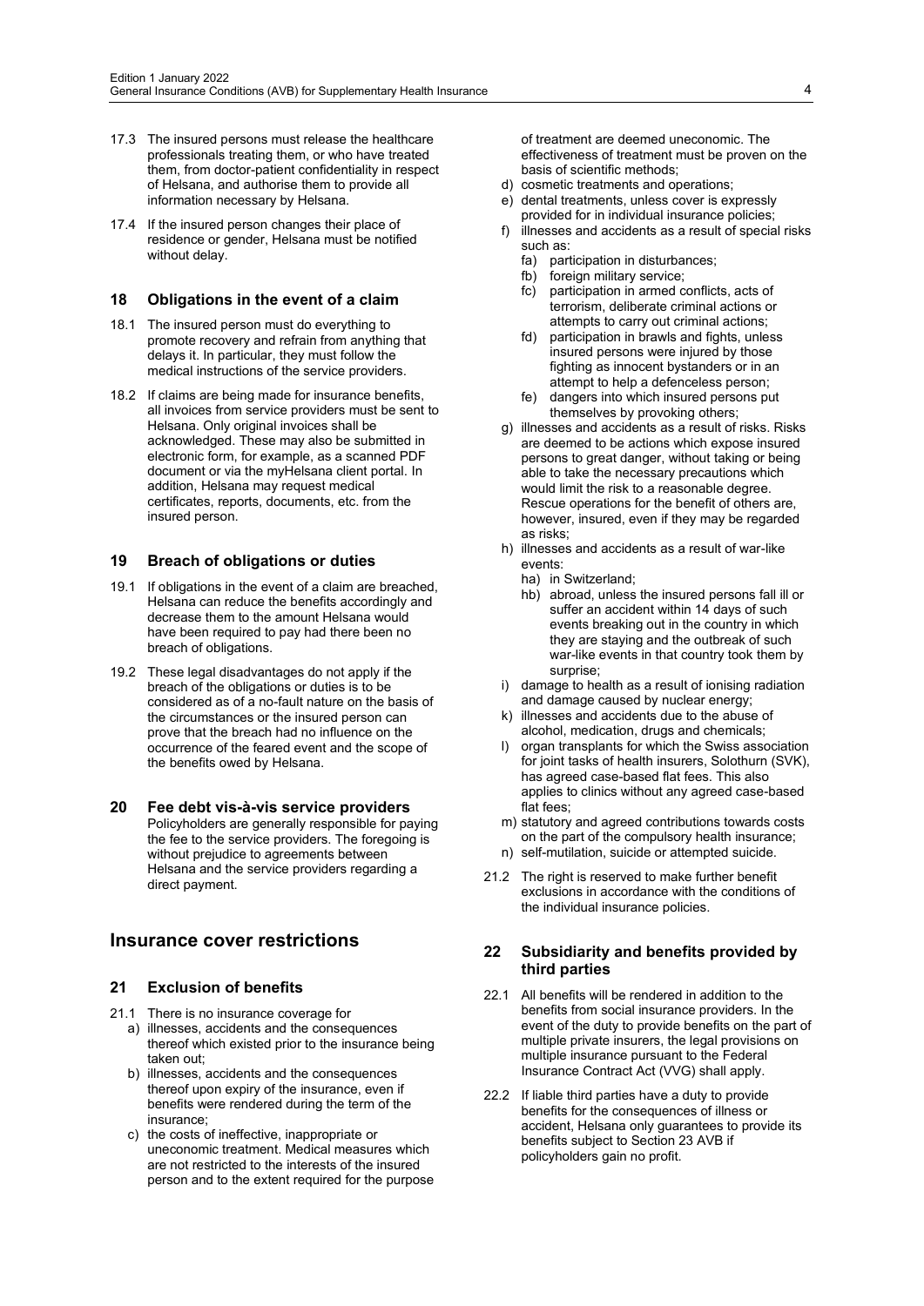17.3 The insured persons must release the healthcare professionals treating them, or who have treated them, from doctor-patient confidentiality in respect of Helsana, and authorise them to provide all information necessary by Helsana.

17.4 If the insured person changes their place of residence or gender, Helsana must be notified without delay.

### 18 Obligations in the event of a claim

18.1 The insured person must do everything to promote recovery and refrain from anything that delays it. In particular, they must follow the medical instructions of the service providers.

18.2 If claims are being made for insurance benefits, all invoices from service providers must be sent to Helsana. Only original invoices shall be acknowledged. These may also be submitted in electronic form, for example, as a scanned PDF document or via the myHelsana client portal. In addition, Helsana may request medical certificates, reports, documents, etc. from the insured person.

### 19 Breach of obligations or duties

19.1 If obligations in the event of a claim are breached, Helsana can reduce the benefits accordingly and decrease them to the amount Helsana would have been required to pay had there been no breach of obligations.

19.2 These legal disadvantages do not apply if the breach of the obligations or duties is to be considered as of a no-fault nature on the basis of the circumstances or the insured person can prove that the breach had no influence on the occurrence of the feared event and the scope of the benefits owed by Helsana.

### 20 Fee debt vis-à-vis service providers

Policyholders are generally responsible for paying the fee to the service providers. The foregoing is without prejudice to agreements between Helsana and the service providers regarding a direct payment.

## Insurance cover restrictions

### 21 Exclusion of benefits

21.1 There is no insurance coverage for
- a) illnesses, accidents and the consequences thereof which existed prior to the insurance being taken out;
- b) illnesses, accidents and the consequences thereof upon expiry of the insurance, even if benefits were rendered during the term of the insurance;
- c) the costs of ineffective, inappropriate or uneconomic treatment. Medical measures which are not restricted to the interests of the insured person and to the extent required for the purpose of treatment are deemed uneconomic. The effectiveness of treatment must be proven on the basis of scientific methods;
- d) cosmetic treatments and operations;
- e) dental treatments, unless cover is expressly provided for in individual insurance policies;
- f) illnesses and accidents as a result of special risks such as:
  - fa) participation in disturbances;
  - fb) foreign military service;
  - fc) participation in armed conflicts, acts of terrorism, deliberate criminal actions or attempts to carry out criminal actions;
  - fd) participation in brawls and fights, unless insured persons were injured by those fighting as innocent bystanders or in an attempt to help a defenceless person;
  - fe) dangers into which insured persons put themselves by provoking others;
- g) illnesses and accidents as a result of risks. Risks are deemed to be actions which expose insured persons to great danger, without taking or being able to take the necessary precautions which would limit the risk to a reasonable degree. Rescue operations for the benefit of others are, however, insured, even if they may be regarded as risks;
- h) illnesses and accidents as a result of war-like events:
  - ha) in Switzerland;
  - hb) abroad, unless the insured persons fall ill or suffer an accident within 14 days of such events breaking out in the country in which they are staying and the outbreak of such war-like events in that country took them by surprise;
- i) damage to health as a result of ionising radiation and damage caused by nuclear energy;
- k) illnesses and accidents due to the abuse of alcohol, medication, drugs and chemicals;
- l) organ transplants for which the Swiss association for joint tasks of health insurers, Solothurn (SVK), has agreed case-based flat fees. This also applies to clinics without any agreed case-based flat fees;
- m) statutory and agreed contributions towards costs on the part of the compulsory health insurance;
- n) self-mutilation, suicide or attempted suicide.

21.2 The right is reserved to make further benefit exclusions in accordance with the conditions of the individual insurance policies.

### 22 Subsidiarity and benefits provided by third parties

22.1 All benefits will be rendered in addition to the benefits from social insurance providers. In the event of the duty to provide benefits on the part of multiple private insurers, the legal provisions on multiple insurance pursuant to the Federal Insurance Contract Act (VVG) shall apply.

22.2 If liable third parties have a duty to provide benefits for the consequences of illness or accident, Helsana only guarantees to provide its benefits subject to Section 23 AVB if policyholders gain no profit.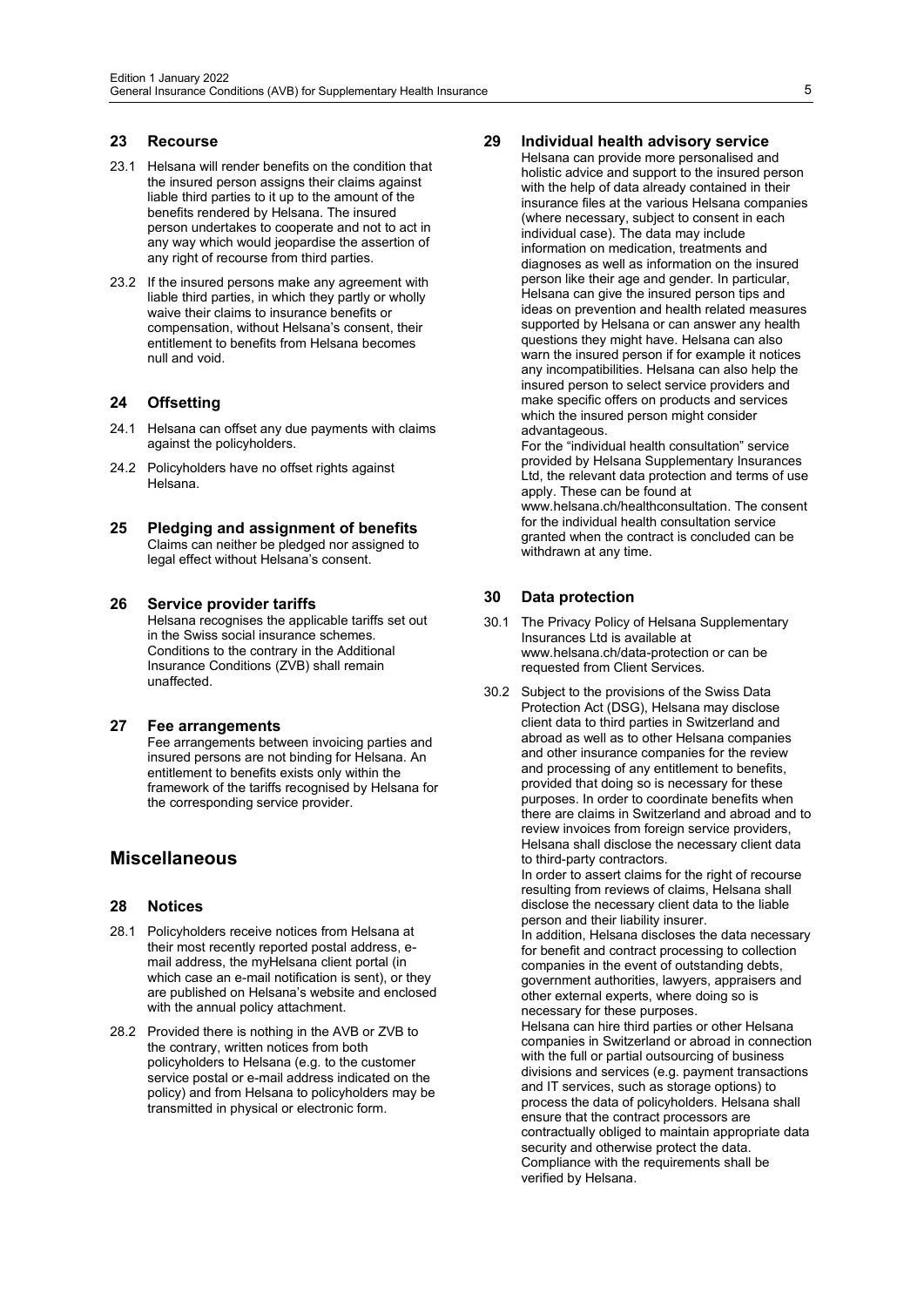## 23 Recourse

23.1 Helsana will render benefits on the condition that the insured person assigns their claims against liable third parties to it up to the amount of the benefits rendered by Helsana. The insured person undertakes to cooperate and not to act in any way which would jeopardise the assertion of any right of recourse from third parties.

23.2 If the insured persons make any agreement with liable third parties, in which they partly or wholly waive their claims to insurance benefits or compensation, without Helsana's consent, their entitlement to benefits from Helsana becomes null and void.

## 24 Offsetting

24.1 Helsana can offset any due payments with claims against the policyholders.

24.2 Policyholders have no offset rights against Helsana.

## 25 Pledging and assignment of benefits

Claims can neither be pledged nor assigned to legal effect without Helsana's consent.

## 26 Service provider tariffs

Helsana recognises the applicable tariffs set out in the Swiss social insurance schemes. Conditions to the contrary in the Additional Insurance Conditions (ZVB) shall remain unaffected.

## 27 Fee arrangements

Fee arrangements between invoicing parties and insured persons are not binding for Helsana. An entitlement to benefits exists only within the framework of the tariffs recognised by Helsana for the corresponding service provider.

# Miscellaneous

## 28 Notices

28.1 Policyholders receive notices from Helsana at their most recently reported postal address, e-mail address, the myHelsana client portal (in which case an e-mail notification is sent), or they are published on Helsana's website and enclosed with the annual policy attachment.

28.2 Provided there is nothing in the AVB or ZVB to the contrary, written notices from both policyholders to Helsana (e.g. to the customer service postal or e-mail address indicated on the policy) and from Helsana to policyholders may be transmitted in physical or electronic form.

## 29 Individual health advisory service

Helsana can provide more personalised and holistic advice and support to the insured person with the help of data already contained in their insurance files at the various Helsana companies (where necessary, subject to consent in each individual case). The data may include information on medication, treatments and diagnoses as well as information on the insured person like their age and gender. In particular, Helsana can give the insured person tips and ideas on prevention and health related measures supported by Helsana or can answer any health questions they might have. Helsana can also warn the insured person if for example it notices any incompatibilities. Helsana can also help the insured person to select service providers and make specific offers on products and services which the insured person might consider advantageous.

For the "individual health consultation" service provided by Helsana Supplementary Insurances Ltd, the relevant data protection and terms of use apply. These can be found at www.helsana.ch/healthconsultation. The consent for the individual health consultation service granted when the contract is concluded can be withdrawn at any time.

## 30 Data protection

30.1 The Privacy Policy of Helsana Supplementary Insurances Ltd is available at www.helsana.ch/data-protection or can be requested from Client Services.

30.2 Subject to the provisions of the Swiss Data Protection Act (DSG), Helsana may disclose client data to third parties in Switzerland and abroad as well as to other Helsana companies and other insurance companies for the review and processing of any entitlement to benefits, provided that doing so is necessary for these purposes. In order to coordinate benefits when there are claims in Switzerland and abroad and to review invoices from foreign service providers, Helsana shall disclose the necessary client data to third-party contractors.

In order to assert claims for the right of recourse resulting from reviews of claims, Helsana shall disclose the necessary client data to the liable person and their liability insurer.

In addition, Helsana discloses the data necessary for benefit and contract processing to collection companies in the event of outstanding debts, government authorities, lawyers, appraisers and other external experts, where doing so is necessary for these purposes.

Helsana can hire third parties or other Helsana companies in Switzerland or abroad in connection with the full or partial outsourcing of business divisions and services (e.g. payment transactions and IT services, such as storage options) to process the data of policyholders. Helsana shall ensure that the contract processors are contractually obliged to maintain appropriate data security and otherwise protect the data. Compliance with the requirements shall be verified by Helsana.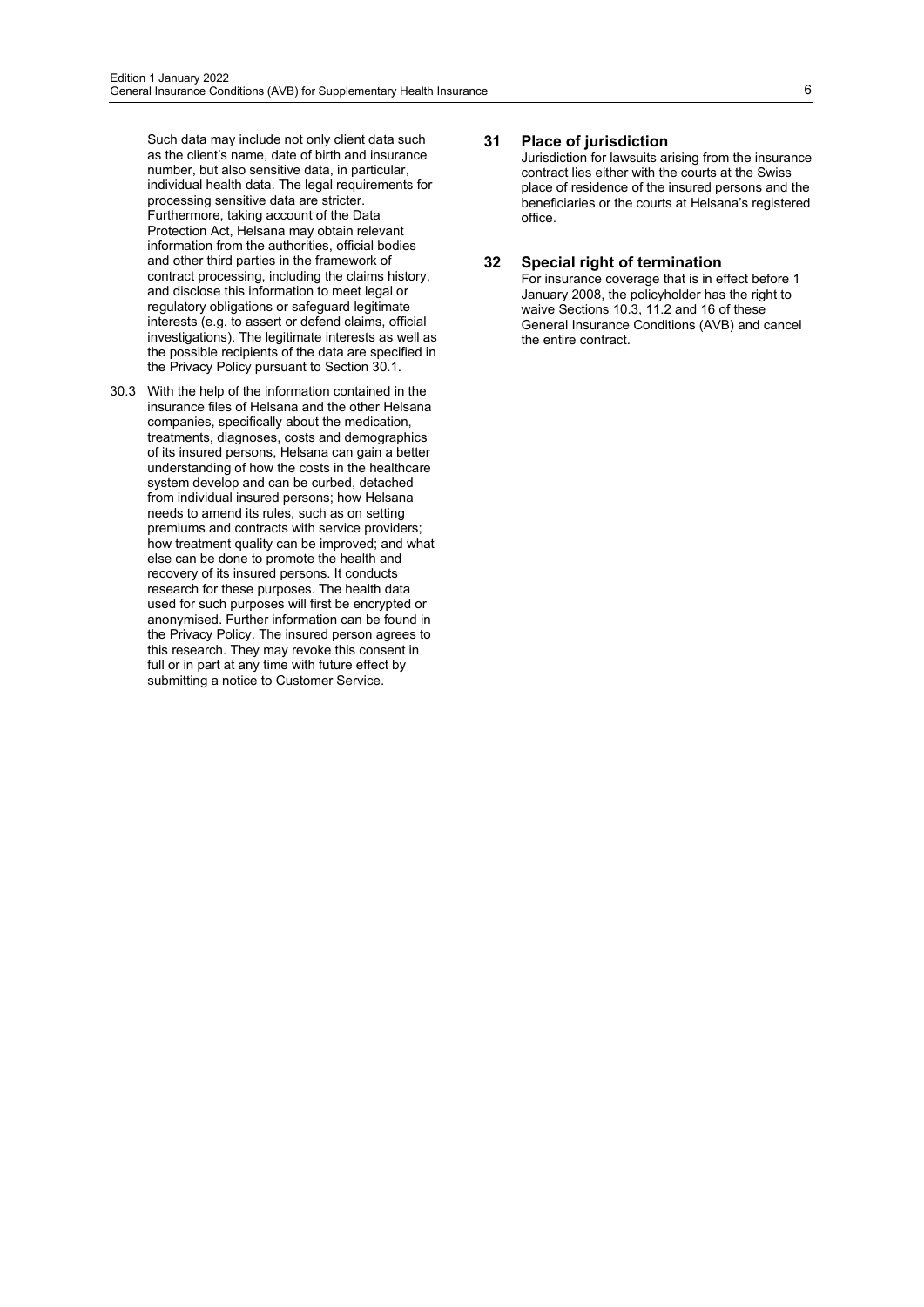Such data may include not only client data such as the client's name, date of birth and insurance number, but also sensitive data, in particular, individual health data. The legal requirements for processing sensitive data are stricter. Furthermore, taking account of the Data Protection Act, Helsana may obtain relevant information from the authorities, official bodies and other third parties in the framework of contract processing, including the claims history, and disclose this information to meet legal or regulatory obligations or safeguard legitimate interests (e.g. to assert or defend claims, official investigations). The legitimate interests as well as the possible recipients of the data are specified in the Privacy Policy pursuant to Section 30.1.

30.3 With the help of the information contained in the insurance files of Helsana and the other Helsana companies, specifically about the medication, treatments, diagnoses, costs and demographics of its insured persons, Helsana can gain a better understanding of how the costs in the healthcare system develop and can be curbed, detached from individual insured persons; how Helsana needs to amend its rules, such as on setting premiums and contracts with service providers; how treatment quality can be improved; and what else can be done to promote the health and recovery of its insured persons. It conducts research for these purposes. The health data used for such purposes will first be encrypted or anonymised. Further information can be found in the Privacy Policy. The insured person agrees to this research. They may revoke this consent in full or in part at any time with future effect by submitting a notice to Customer Service.

## 31 Place of jurisdiction

Jurisdiction for lawsuits arising from the insurance contract lies either with the courts at the Swiss place of residence of the insured persons and the beneficiaries or the courts at Helsana's registered office.

## 32 Special right of termination

For insurance coverage that is in effect before 1 January 2008, the policyholder has the right to waive Sections 10.3, 11.2 and 16 of these General Insurance Conditions (AVB) and cancel the entire contract.